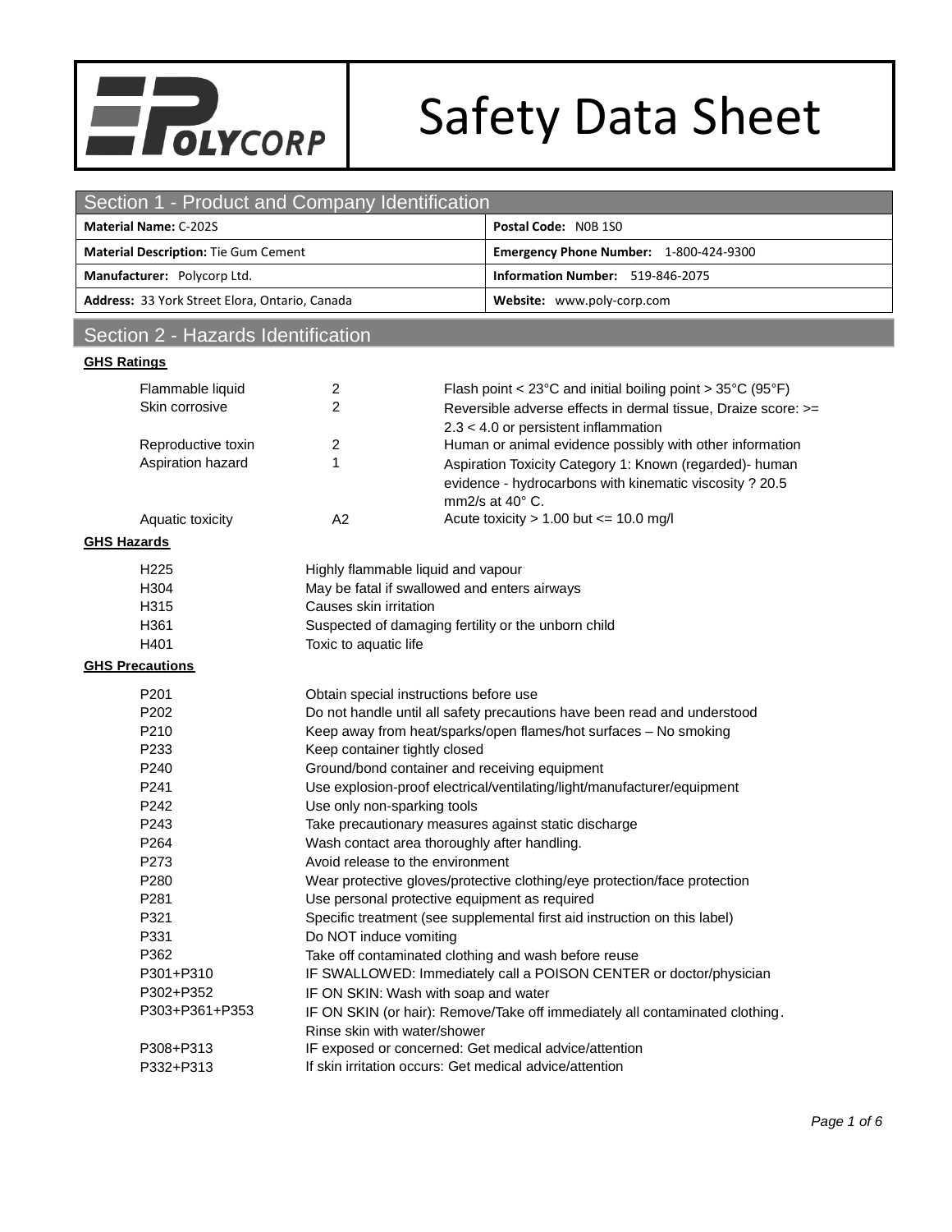# Safety Data Sheet

POLYCORP

## Section 1 - Product and Company Identification

| | |
|---|---|
| **Material Name:** C-202S | **Postal Code:** N0B 1S0 |
| **Material Description:** Tie Gum Cement | **Emergency Phone Number:** 1-800-424-9300 |
| **Manufacturer:** Polycorp Ltd. | **Information Number:** 519-846-2075 |
| **Address:** 33 York Street Elora, Ontario, Canada | **Website:** www.poly-corp.com |

## Section 2 - Hazards Identification

### GHS Ratings

| | | |
|---|---|---|
| Flammable liquid | 2 | Flash point < 23°C and initial boiling point > 35°C (95°F) |
| Skin corrosive | 2 | Reversible adverse effects in dermal tissue, Draize score: >= 2.3 < 4.0 or persistent inflammation |
| Reproductive toxin | 2 | Human or animal evidence possibly with other information |
| Aspiration hazard | 1 | Aspiration Toxicity Category 1: Known (regarded)- human evidence - hydrocarbons with kinematic viscosity ? 20.5 mm2/s at 40° C. |
| Aquatic toxicity | A2 | Acute toxicity > 1.00 but <= 10.0 mg/l |

### GHS Hazards

| | |
|---|---|
| H225 | Highly flammable liquid and vapour |
| H304 | May be fatal if swallowed and enters airways |
| H315 | Causes skin irritation |
| H361 | Suspected of damaging fertility or the unborn child |
| H401 | Toxic to aquatic life |

### GHS Precautions

| | |
|---|---|
| P201 | Obtain special instructions before use |
| P202 | Do not handle until all safety precautions have been read and understood |
| P210 | Keep away from heat/sparks/open flames/hot surfaces – No smoking |
| P233 | Keep container tightly closed |
| P240 | Ground/bond container and receiving equipment |
| P241 | Use explosion-proof electrical/ventilating/light/manufacturer/equipment |
| P242 | Use only non-sparking tools |
| P243 | Take precautionary measures against static discharge |
| P264 | Wash contact area thoroughly after handling. |
| P273 | Avoid release to the environment |
| P280 | Wear protective gloves/protective clothing/eye protection/face protection |
| P281 | Use personal protective equipment as required |
| P321 | Specific treatment (see supplemental first aid instruction on this label) |
| P331 | Do NOT induce vomiting |
| P362 | Take off contaminated clothing and wash before reuse |
| P301+P310 | IF SWALLOWED: Immediately call a POISON CENTER or doctor/physician |
| P302+P352 | IF ON SKIN: Wash with soap and water |
| P303+P361+P353 | IF ON SKIN (or hair): Remove/Take off immediately all contaminated clothing. Rinse skin with water/shower |
| P308+P313 | IF exposed or concerned: Get medical advice/attention |
| P332+P313 | If skin irritation occurs: Get medical advice/attention |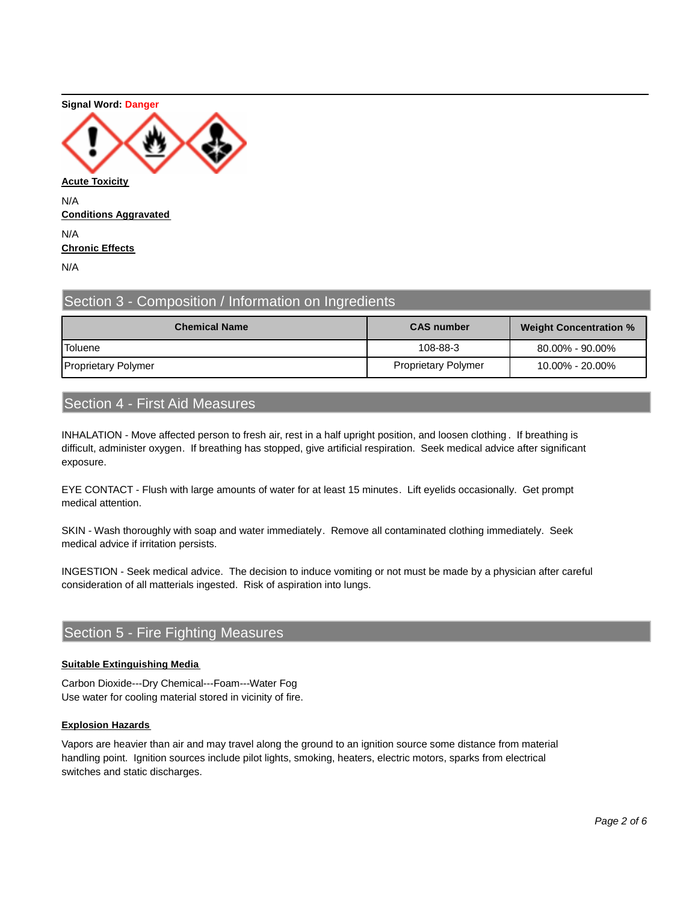**Signal Word:** Danger

**Acute Toxicity**

N/A

**Conditions Aggravated**

N/A

**Chronic Effects**

N/A

## Section 3 - Composition / Information on Ingredients

| Chemical Name | CAS number | Weight Concentration % |
|---|---|---|
| Toluene | 108-88-3 | 80.00% - 90.00% |
| Proprietary Polymer | Proprietary Polymer | 10.00% - 20.00% |

## Section 4 - First Aid Measures

INHALATION - Move affected person to fresh air, rest in a half upright position, and loosen clothing. If breathing is difficult, administer oxygen. If breathing has stopped, give artificial respiration. Seek medical advice after significant exposure.

EYE CONTACT - Flush with large amounts of water for at least 15 minutes. Lift eyelids occasionally. Get prompt medical attention.

SKIN - Wash thoroughly with soap and water immediately. Remove all contaminated clothing immediately. Seek medical advice if irritation persists.

INGESTION - Seek medical advice. The decision to induce vomiting or not must be made by a physician after careful consideration of all matterials ingested. Risk of aspiration into lungs.

## Section 5 - Fire Fighting Measures

**Suitable Extinguishing Media**

Carbon Dioxide---Dry Chemical---Foam---Water Fog
Use water for cooling material stored in vicinity of fire.

**Explosion Hazards**

Vapors are heavier than air and may travel along the ground to an ignition source some distance from material handling point. Ignition sources include pilot lights, smoking, heaters, electric motors, sparks from electrical switches and static discharges.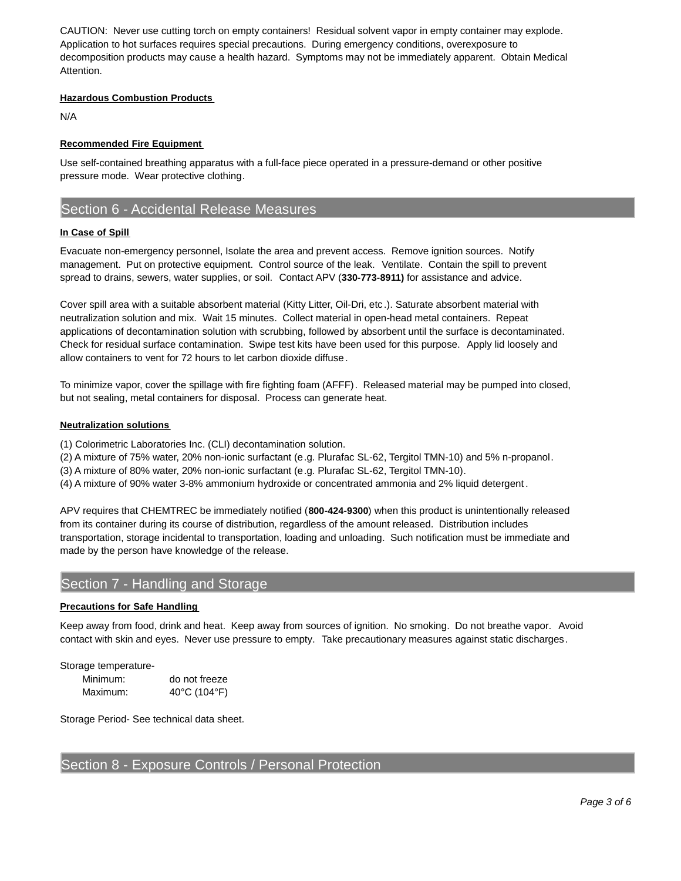CAUTION: Never use cutting torch on empty containers! Residual solvent vapor in empty container may explode. Application to hot surfaces requires special precautions. During emergency conditions, overexposure to decomposition products may cause a health hazard. Symptoms may not be immediately apparent. Obtain Medical Attention.

**Hazardous Combustion Products**

N/A

**Recommended Fire Equipment**

Use self-contained breathing apparatus with a full-face piece operated in a pressure-demand or other positive pressure mode. Wear protective clothing.

## Section 6 - Accidental Release Measures

**In Case of Spill**

Evacuate non-emergency personnel, Isolate the area and prevent access. Remove ignition sources. Notify management. Put on protective equipment. Control source of the leak. Ventilate. Contain the spill to prevent spread to drains, sewers, water supplies, or soil. Contact APV (**330-773-8911)** for assistance and advice.

Cover spill area with a suitable absorbent material (Kitty Litter, Oil-Dri, etc.). Saturate absorbent material with neutralization solution and mix. Wait 15 minutes. Collect material in open-head metal containers. Repeat applications of decontamination solution with scrubbing, followed by absorbent until the surface is decontaminated. Check for residual surface contamination. Swipe test kits have been used for this purpose. Apply lid loosely and allow containers to vent for 72 hours to let carbon dioxide diffuse.

To minimize vapor, cover the spillage with fire fighting foam (AFFF). Released material may be pumped into closed, but not sealing, metal containers for disposal. Process can generate heat.

**Neutralization solutions**

(1) Colorimetric Laboratories Inc. (CLI) decontamination solution.
(2) A mixture of 75% water, 20% non-ionic surfactant (e.g. Plurafac SL-62, Tergitol TMN-10) and 5% n-propanol.
(3) A mixture of 80% water, 20% non-ionic surfactant (e.g. Plurafac SL-62, Tergitol TMN-10).
(4) A mixture of 90% water 3-8% ammonium hydroxide or concentrated ammonia and 2% liquid detergent.

APV requires that CHEMTREC be immediately notified (**800-424-9300**) when this product is unintentionally released from its container during its course of distribution, regardless of the amount released. Distribution includes transportation, storage incidental to transportation, loading and unloading. Such notification must be immediate and made by the person have knowledge of the release.

## Section 7 - Handling and Storage

**Precautions for Safe Handling**

Keep away from food, drink and heat. Keep away from sources of ignition. No smoking. Do not breathe vapor. Avoid contact with skin and eyes. Never use pressure to empty. Take precautionary measures against static discharges.

Storage temperature-

| | |
|---|---|
| Minimum: | do not freeze |
| Maximum: | 40°C (104°F) |

Storage Period- See technical data sheet.

## Section 8 - Exposure Controls / Personal Protection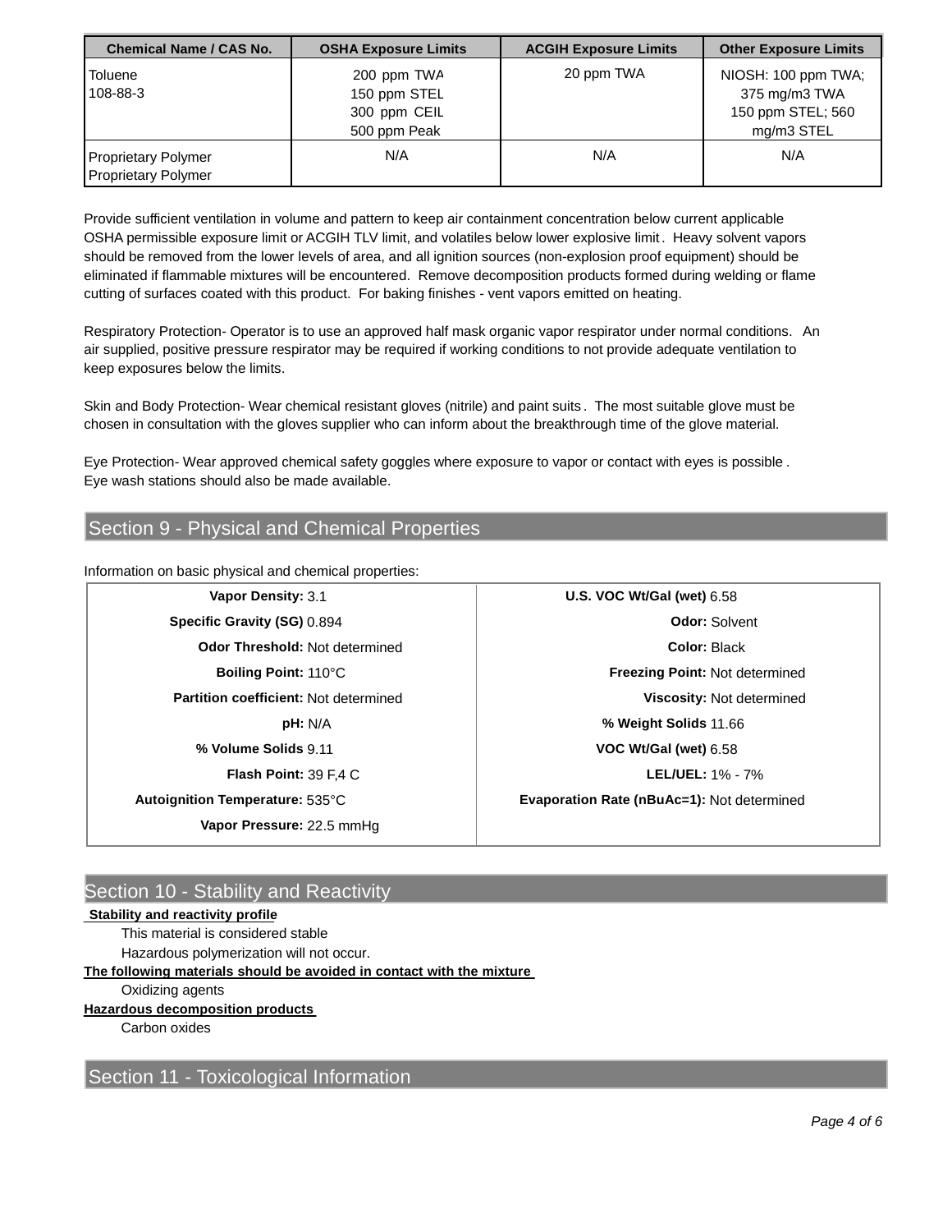| Chemical Name / CAS No. | OSHA Exposure Limits | ACGIH Exposure Limits | Other Exposure Limits |
|---|---|---|---|
| Toluene<br>108-88-3 | 200 ppm TWA<br>150 ppm STEL<br>300 ppm CEIL<br>500 ppm Peak | 20 ppm TWA | NIOSH: 100 ppm TWA; 375 mg/m3 TWA<br>150 ppm STEL; 560 mg/m3 STEL |
| Proprietary Polymer<br>Proprietary Polymer | N/A | N/A | N/A |

Provide sufficient ventilation in volume and pattern to keep air containment concentration below current applicable OSHA permissible exposure limit or ACGIH TLV limit, and volatiles below lower explosive limit. Heavy solvent vapors should be removed from the lower levels of area, and all ignition sources (non-explosion proof equipment) should be eliminated if flammable mixtures will be encountered. Remove decomposition products formed during welding or flame cutting of surfaces coated with this product. For baking finishes - vent vapors emitted on heating.

Respiratory Protection- Operator is to use an approved half mask organic vapor respirator under normal conditions. An air supplied, positive pressure respirator may be required if working conditions to not provide adequate ventilation to keep exposures below the limits.

Skin and Body Protection- Wear chemical resistant gloves (nitrile) and paint suits. The most suitable glove must be chosen in consultation with the gloves supplier who can inform about the breakthrough time of the glove material.

Eye Protection- Wear approved chemical safety goggles where exposure to vapor or contact with eyes is possible. Eye wash stations should also be made available.

## Section 9 - Physical and Chemical Properties

Information on basic physical and chemical properties:

| Property | Value | Property | Value |
|---|---|---|---|
| **Vapor Density:** | 3.1 | **U.S. VOC Wt/Gal (wet)** | 6.58 |
| **Specific Gravity (SG)** | 0.894 | **Odor:** | Solvent |
| **Odor Threshold:** | Not determined | **Color:** | Black |
| **Boiling Point:** | 110°C | **Freezing Point:** | Not determined |
| **Partition coefficient:** | Not determined | **Viscosity:** | Not determined |
| **pH:** | N/A | **% Weight Solids** | 11.66 |
| **% Volume Solids** | 9.11 | **VOC Wt/Gal (wet)** | 6.58 |
| **Flash Point:** | 39 F,4 C | **LEL/UEL:** | 1% - 7% |
| **Autoignition Temperature:** | 535°C | **Evaporation Rate (nBuAc=1):** | Not determined |
| **Vapor Pressure:** | 22.5 mmHg | | |

## Section 10 - Stability and Reactivity

**Stability and reactivity profile**

This material is considered stable

Hazardous polymerization will not occur.

**The following materials should be avoided in contact with the mixture**

Oxidizing agents

**Hazardous decomposition products**

Carbon oxides

## Section 11 - Toxicological Information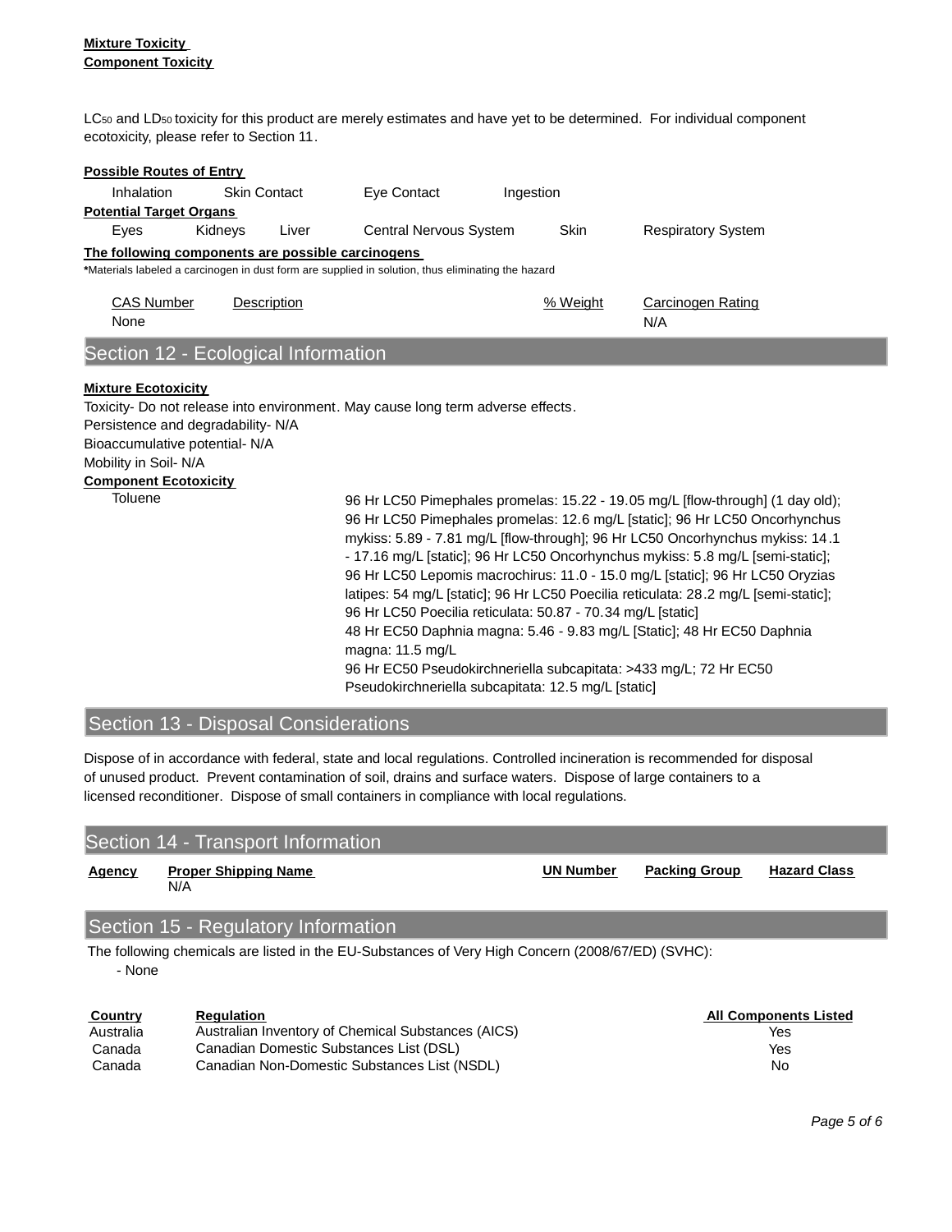**Mixture Toxicity**

**Component Toxicity**

$LC_{50}$ and $LD_{50}$ toxicity for this product are merely estimates and have yet to be determined. For individual component ecotoxicity, please refer to Section 11.

**Possible Routes of Entry**

Inhalation    Skin Contact    Eye Contact    Ingestion

**Potential Target Organs**

Eyes    Kidneys    Liver    Central Nervous System    Skin    Respiratory System

**The following components are possible carcinogens**

***Materials labeled a carcinogen in dust form are supplied in solution, thus eliminating the hazard**

| CAS Number | Description | % Weight | Carcinogen Rating |
|---|---|---|---|
| None | | | N/A |

## Section 12 - Ecological Information

**Mixture Ecotoxicity**

Toxicity- Do not release into environment. May cause long term adverse effects.
Persistence and degradability- N/A
Bioaccumulative potential- N/A
Mobility in Soil- N/A

**Component Ecotoxicity**

| | |
|---|---|
| Toluene | 96 Hr LC50 Pimephales promelas: 15.22 - 19.05 mg/L [flow-through] (1 day old); 96 Hr LC50 Pimephales promelas: 12.6 mg/L [static]; 96 Hr LC50 Oncorhynchus mykiss: 5.89 - 7.81 mg/L [flow-through]; 96 Hr LC50 Oncorhynchus mykiss: 14.1 - 17.16 mg/L [static]; 96 Hr LC50 Oncorhynchus mykiss: 5.8 mg/L [semi-static]; 96 Hr LC50 Lepomis macrochirus: 11.0 - 15.0 mg/L [static]; 96 Hr LC50 Oryzias latipes: 54 mg/L [static]; 96 Hr LC50 Poecilia reticulata: 28.2 mg/L [semi-static]; 96 Hr LC50 Poecilia reticulata: 50.87 - 70.34 mg/L [static]<br>48 Hr EC50 Daphnia magna: 5.46 - 9.83 mg/L [Static]; 48 Hr EC50 Daphnia magna: 11.5 mg/L<br>96 Hr EC50 Pseudokirchneriella subcapitata: >433 mg/L; 72 Hr EC50 Pseudokirchneriella subcapitata: 12.5 mg/L [static] |

## Section 13 - Disposal Considerations

Dispose of in accordance with federal, state and local regulations. Controlled incineration is recommended for disposal of unused product. Prevent contamination of soil, drains and surface waters. Dispose of large containers to a licensed reconditioner. Dispose of small containers in compliance with local regulations.

## Section 14 - Transport Information

| Agency | Proper Shipping Name | UN Number | Packing Group | Hazard Class |
|---|---|---|---|---|
| | N/A | | | |

## Section 15 - Regulatory Information

The following chemicals are listed in the EU-Substances of Very High Concern (2008/67/ED) (SVHC):
- None

| Country | Regulation | All Components Listed |
|---|---|---|
| Australia | Australian Inventory of Chemical Substances (AICS) | Yes |
| Canada | Canadian Domestic Substances List (DSL) | Yes |
| Canada | Canadian Non-Domestic Substances List (NSDL) | No |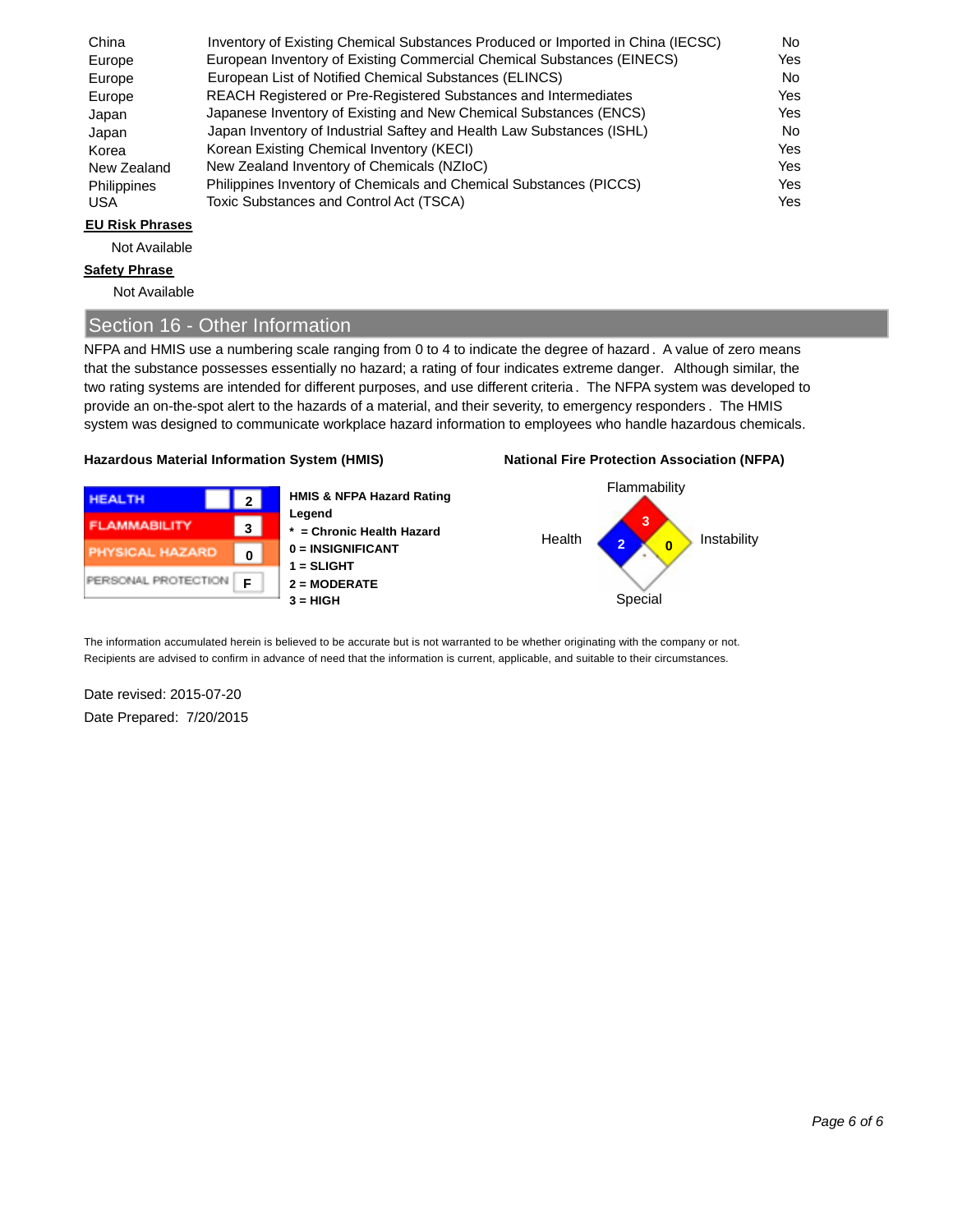| | | |
|---|---|---|
| China | Inventory of Existing Chemical Substances Produced or Imported in China (IECSC) | No |
| Europe | European Inventory of Existing Commercial Chemical Substances (EINECS) | Yes |
| Europe | European List of Notified Chemical Substances (ELINCS) | No |
| Europe | REACH Registered or Pre-Registered Substances and Intermediates | Yes |
| Japan | Japanese Inventory of Existing and New Chemical Substances (ENCS) | Yes |
| Japan | Japan Inventory of Industrial Saftey and Health Law Substances (ISHL) | No |
| Korea | Korean Existing Chemical Inventory (KECI) | Yes |
| New Zealand | New Zealand Inventory of Chemicals (NZIoC) | Yes |
| Philippines | Philippines Inventory of Chemicals and Chemical Substances (PICCS) | Yes |
| USA | Toxic Substances and Control Act (TSCA) | Yes |

**EU Risk Phrases**

Not Available

**Safety Phrase**

Not Available

## Section 16 - Other Information

NFPA and HMIS use a numbering scale ranging from 0 to 4 to indicate the degree of hazard. A value of zero means that the substance possesses essentially no hazard; a rating of four indicates extreme danger. Although similar, the two rating systems are intended for different purposes, and use different criteria. The NFPA system was developed to provide an on-the-spot alert to the hazards of a material, and their severity, to emergency responders. The HMIS system was designed to communicate workplace hazard information to employees who handle hazardous chemicals.

**Hazardous Material Information System (HMIS)**

| | | |
|---|---|---|
| HEALTH | | 2 |
| FLAMMABILITY | | 3 |
| PHYSICAL HAZARD | | 0 |
| PERSONAL PROTECTION | | F |

**HMIS & NFPA Hazard Rating Legend**

**\* = Chronic Health Hazard**
**0 = INSIGNIFICANT**
**1 = SLIGHT**
**2 = MODERATE**
**3 = HIGH**

**National Fire Protection Association (NFPA)**

Flammability 3
Health 2
Instability 0
Special

The information accumulated herein is believed to be accurate but is not warranted to be whether originating with the company or not. Recipients are advised to confirm in advance of need that the information is current, applicable, and suitable to their circumstances.

Date revised: 2015-07-20

Date Prepared: 7/20/2015